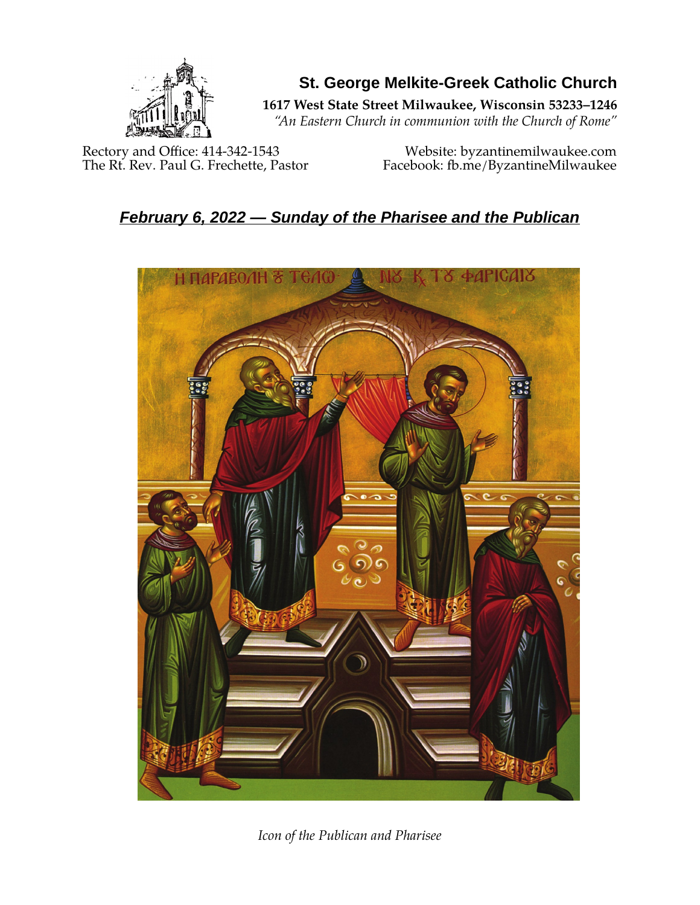# St. George Melkite-Greek Catholic Church

**1617 West State Street Milwaukee, Wisconsin 53233–1246**

*"An Eastern Church in communion with the Church of Rome"*

Rectory and Office: 414-342-1543
The Rt. Rev. Paul G. Frechette, Pastor

Website: byzantinemilwaukee.com
Facebook: fb.me/ByzantineMilwaukee

## ***February 6, 2022 — Sunday of the Pharisee and the Publican***

*Icon of the Publican and Pharisee*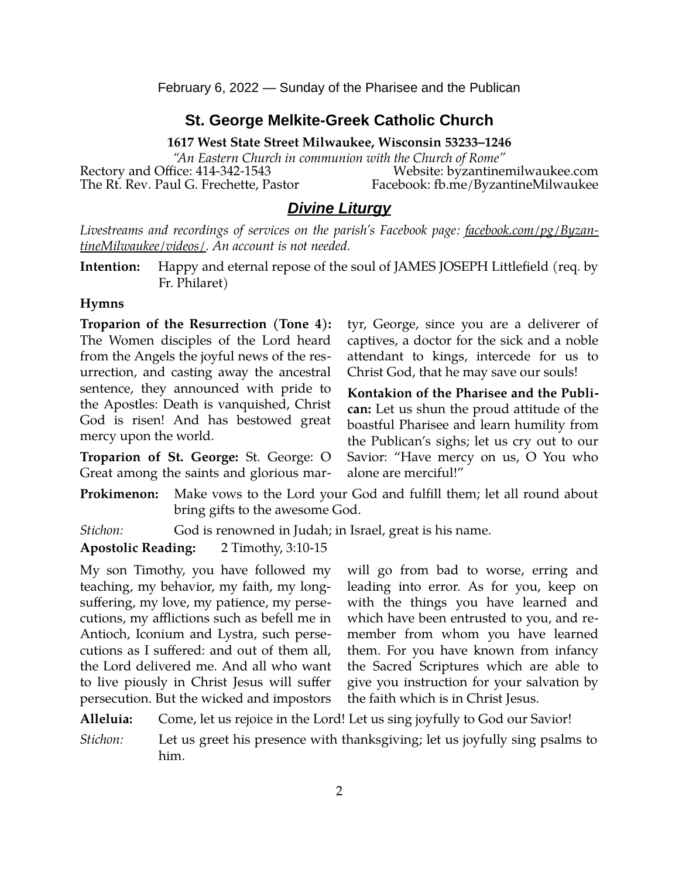February 6, 2022 — Sunday of the Pharisee and the Publican

## St. George Melkite-Greek Catholic Church

**1617 West State Street Milwaukee, Wisconsin 53233–1246**

*"An Eastern Church in communion with the Church of Rome"*

Rectory and Office: 414-342-1543
Website: byzantinemilwaukee.com
The Rt. Rev. Paul G. Frechette, Pastor
Facebook: fb.me/ByzantineMilwaukee

## ***Divine Liturgy***

*Livestreams and recordings of services on the parish's Facebook page: facebook.com/pg/ByzantineMilwaukee/videos/. An account is not needed.*

**Intention:** Happy and eternal repose of the soul of JAMES JOSEPH Littlefield (req. by Fr. Philaret)

### Hymns

**Troparion of the Resurrection (Tone 4):** The Women disciples of the Lord heard from the Angels the joyful news of the resurrection, and casting away the ancestral sentence, they announced with pride to the Apostles: Death is vanquished, Christ God is risen! And has bestowed great mercy upon the world.

**Troparion of St. George:** St. George: O Great among the saints and glorious martyr, George, since you are a deliverer of captives, a doctor for the sick and a noble attendant to kings, intercede for us to Christ God, that he may save our souls!

**Kontakion of the Pharisee and the Publican:** Let us shun the proud attitude of the boastful Pharisee and learn humility from the Publican's sighs; let us cry out to our Savior: "Have mercy on us, O You who alone are merciful!"

**Prokimenon:** Make vows to the Lord your God and fulfill them; let all round about bring gifts to the awesome God.

*Stichon:* God is renowned in Judah; in Israel, great is his name.

**Apostolic Reading:** 2 Timothy, 3:10-15

My son Timothy, you have followed my teaching, my behavior, my faith, my long-suffering, my love, my patience, my persecutions, my afflictions such as befell me in Antioch, Iconium and Lystra, such persecutions as I suffered: and out of them all, the Lord delivered me. And all who want to live piously in Christ Jesus will suffer persecution. But the wicked and impostors will go from bad to worse, erring and leading into error. As for you, keep on with the things you have learned and which have been entrusted to you, and remember from whom you have learned them. For you have known from infancy the Sacred Scriptures which are able to give you instruction for your salvation by the faith which is in Christ Jesus.

**Alleluia:** Come, let us rejoice in the Lord! Let us sing joyfully to God our Savior!

*Stichon:* Let us greet his presence with thanksgiving; let us joyfully sing psalms to him.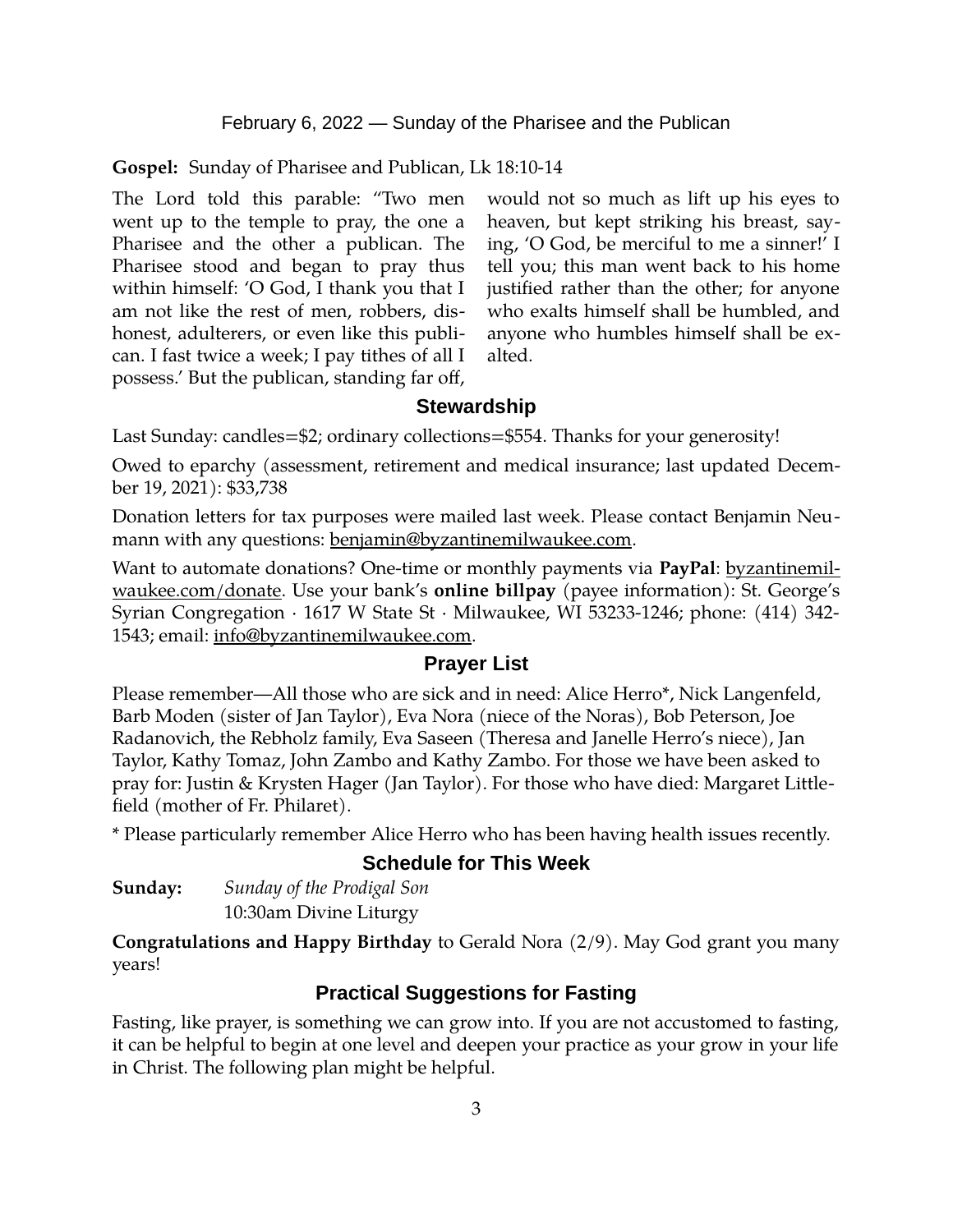February 6, 2022 — Sunday of the Pharisee and the Publican

**Gospel:** Sunday of Pharisee and Publican, Lk 18:10-14

The Lord told this parable: "Two men went up to the temple to pray, the one a Pharisee and the other a publican. The Pharisee stood and began to pray thus within himself: 'O God, I thank you that I am not like the rest of men, robbers, dishonest, adulterers, or even like this publican. I fast twice a week; I pay tithes of all I possess.' But the publican, standing far off, would not so much as lift up his eyes to heaven, but kept striking his breast, saying, 'O God, be merciful to me a sinner!' I tell you; this man went back to his home justified rather than the other; for anyone who exalts himself shall be humbled, and anyone who humbles himself shall be exalted.

## Stewardship

Last Sunday: candles=$2; ordinary collections=$554. Thanks for your generosity!

Owed to eparchy (assessment, retirement and medical insurance; last updated December 19, 2021): $33,738

Donation letters for tax purposes were mailed last week. Please contact Benjamin Neumann with any questions: benjamin@byzantinemilwaukee.com.

Want to automate donations? One-time or monthly payments via **PayPal**: byzantinemilwaukee.com/donate. Use your bank's **online billpay** (payee information): St. George's Syrian Congregation · 1617 W State St · Milwaukee, WI 53233-1246; phone: (414) 342-1543; email: info@byzantinemilwaukee.com.

## Prayer List

Please remember—All those who are sick and in need: Alice Herro*, Nick Langenfeld, Barb Moden (sister of Jan Taylor), Eva Nora (niece of the Noras), Bob Peterson, Joe Radanovich, the Rebholz family, Eva Saseen (Theresa and Janelle Herro's niece), Jan Taylor, Kathy Tomaz, John Zambo and Kathy Zambo. For those we have been asked to pray for: Justin & Krysten Hager (Jan Taylor). For those who have died: Margaret Littlefield (mother of Fr. Philaret).

* Please particularly remember Alice Herro who has been having health issues recently.

## Schedule for This Week

**Sunday:** *Sunday of the Prodigal Son*
10:30am Divine Liturgy

**Congratulations and Happy Birthday** to Gerald Nora (2/9). May God grant you many years!

## Practical Suggestions for Fasting

Fasting, like prayer, is something we can grow into. If you are not accustomed to fasting, it can be helpful to begin at one level and deepen your practice as your grow in your life in Christ. The following plan might be helpful.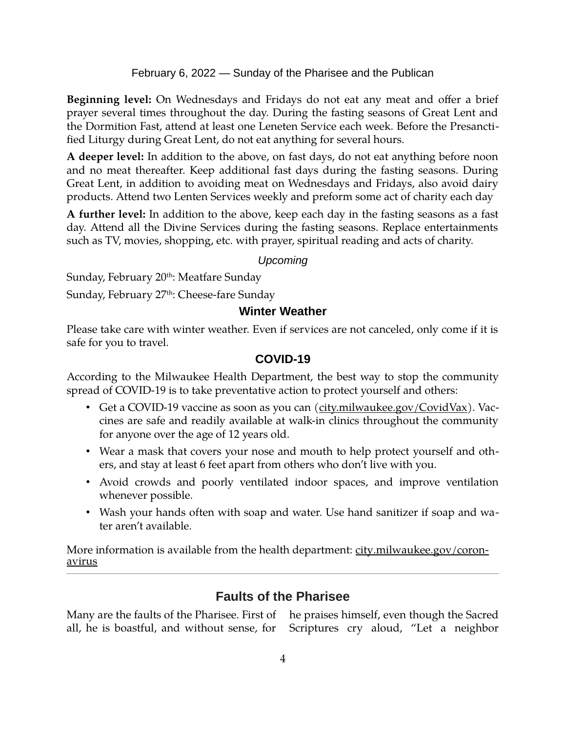February 6, 2022 — Sunday of the Pharisee and the Publican

**Beginning level:** On Wednesdays and Fridays do not eat any meat and offer a brief prayer several times throughout the day. During the fasting seasons of Great Lent and the Dormition Fast, attend at least one Leneten Service each week. Before the Presanctified Liturgy during Great Lent, do not eat anything for several hours.

**A deeper level:** In addition to the above, on fast days, do not eat anything before noon and no meat thereafter. Keep additional fast days during the fasting seasons. During Great Lent, in addition to avoiding meat on Wednesdays and Fridays, also avoid dairy products. Attend two Lenten Services weekly and preform some act of charity each day

**A further level:** In addition to the above, keep each day in the fasting seasons as a fast day. Attend all the Divine Services during the fasting seasons. Replace entertainments such as TV, movies, shopping, etc. with prayer, spiritual reading and acts of charity.

*Upcoming*

Sunday, February 20th: Meatfare Sunday

Sunday, February 27th: Cheese-fare Sunday

### Winter Weather

Please take care with winter weather. Even if services are not canceled, only come if it is safe for you to travel.

### COVID-19

According to the Milwaukee Health Department, the best way to stop the community spread of COVID-19 is to take preventative action to protect yourself and others:

- Get a COVID-19 vaccine as soon as you can (city.milwaukee.gov/CovidVax). Vaccines are safe and readily available at walk-in clinics throughout the community for anyone over the age of 12 years old.
- Wear a mask that covers your nose and mouth to help protect yourself and others, and stay at least 6 feet apart from others who don't live with you.
- Avoid crowds and poorly ventilated indoor spaces, and improve ventilation whenever possible.
- Wash your hands often with soap and water. Use hand sanitizer if soap and water aren't available.

More information is available from the health department: city.milwaukee.gov/coronavirus

---

## Faults of the Pharisee

Many are the faults of the Pharisee. First of all, he is boastful, and without sense, for he praises himself, even though the Sacred Scriptures cry aloud, "Let a neighbor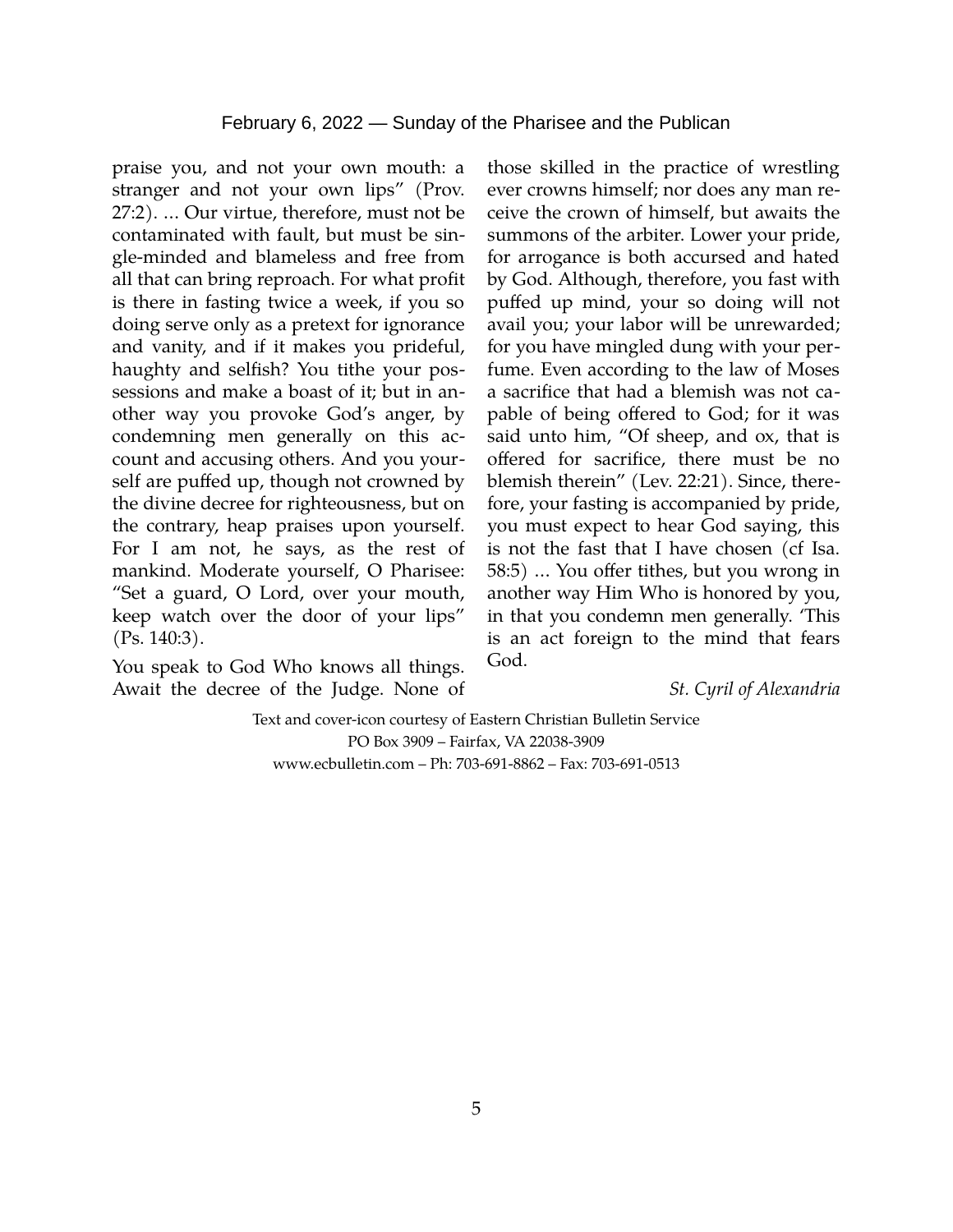praise you, and not your own mouth: a stranger and not your own lips" (Prov. 27:2). ... Our virtue, therefore, must not be contaminated with fault, but must be single-minded and blameless and free from all that can bring reproach. For what profit is there in fasting twice a week, if you so doing serve only as a pretext for ignorance and vanity, and if it makes you prideful, haughty and selfish? You tithe your possessions and make a boast of it; but in another way you provoke God's anger, by condemning men generally on this account and accusing others. And you yourself are puffed up, though not crowned by the divine decree for righteousness, but on the contrary, heap praises upon yourself. For I am not, he says, as the rest of mankind. Moderate yourself, O Pharisee: "Set a guard, O Lord, over your mouth, keep watch over the door of your lips" (Ps. 140:3).

You speak to God Who knows all things. Await the decree of the Judge. None of those skilled in the practice of wrestling ever crowns himself; nor does any man receive the crown of himself, but awaits the summons of the arbiter. Lower your pride, for arrogance is both accursed and hated by God. Although, therefore, you fast with puffed up mind, your so doing will not avail you; your labor will be unrewarded; for you have mingled dung with your perfume. Even according to the law of Moses a sacrifice that had a blemish was not capable of being offered to God; for it was said unto him, "Of sheep, and ox, that is offered for sacrifice, there must be no blemish therein" (Lev. 22:21). Since, therefore, your fasting is accompanied by pride, you must expect to hear God saying, this is not the fast that I have chosen (cf Isa. 58:5) ... You offer tithes, but you wrong in another way Him Who is honored by you, in that you condemn men generally. 'This is an act foreign to the mind that fears God.

*St. Cyril of Alexandria*

Text and cover-icon courtesy of Eastern Christian Bulletin Service
PO Box 3909 – Fairfax, VA 22038-3909
www.ecbulletin.com – Ph: 703-691-8862 – Fax: 703-691-0513